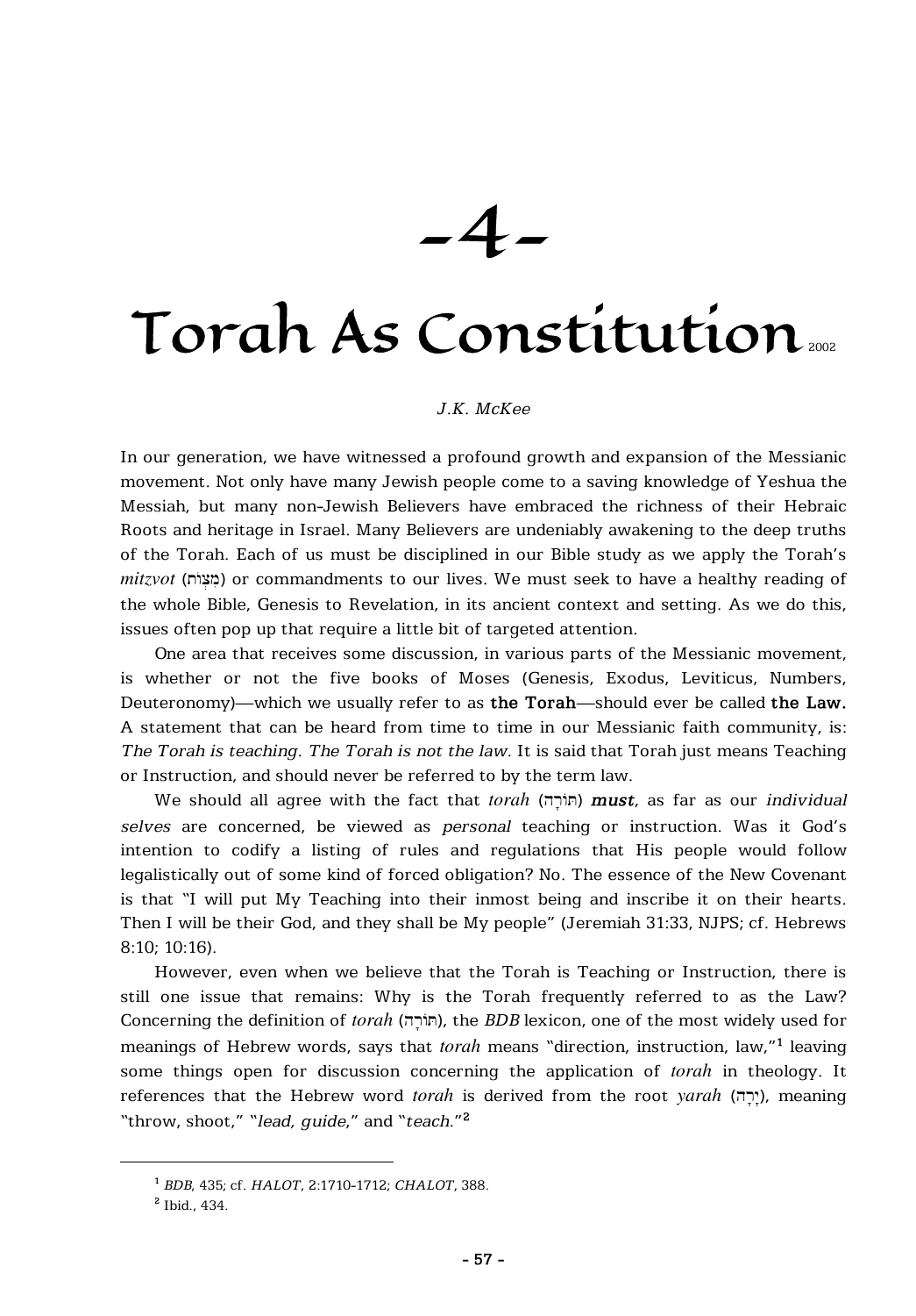# -4-

# Torah As Constitution 2002

*J.K. McKee*

In our generation, we have witnessed a profound growth and expansion of the Messianic movement. Not only have many Jewish people come to a saving knowledge of Yeshua the Messiah, but many non-Jewish Believers have embraced the richness of their Hebraic Roots and heritage in Israel. Many Believers are undeniably awakening to the deep truths of the Torah. Each of us must be disciplined in our Bible study as we apply the Torah's *mitzvot* (מִצְוֹת) or commandments to our lives. We must seek to have a healthy reading of the whole Bible, Genesis to Revelation, in its ancient context and setting. As we do this, issues often pop up that require a little bit of targeted attention.

One area that receives some discussion, in various parts of the Messianic movement, is whether or not the five books of Moses (Genesis, Exodus, Leviticus, Numbers, Deuteronomy)—which we usually refer to as **the Torah**—should ever be called **the Law.** A statement that can be heard from time to time in our Messianic faith community, is: *The Torah is teaching. The Torah is not the law.* It is said that Torah just means Teaching or Instruction, and should never be referred to by the term law.

We should all agree with the fact that *torah* (תּוֹרָה) ***must***, as far as our *individual selves* are concerned, be viewed as *personal* teaching or instruction. Was it God's intention to codify a listing of rules and regulations that His people would follow legalistically out of some kind of forced obligation? No. The essence of the New Covenant is that "I will put My Teaching into their inmost being and inscribe it on their hearts. Then I will be their God, and they shall be My people" (Jeremiah 31:33, NJPS; cf. Hebrews 8:10; 10:16).

However, even when we believe that the Torah is Teaching or Instruction, there is still one issue that remains: Why is the Torah frequently referred to as the Law? Concerning the definition of *torah* (תּוֹרָה), the *BDB* lexicon, one of the most widely used for meanings of Hebrew words, says that *torah* means "direction, instruction, law,"[1] leaving some things open for discussion concerning the application of *torah* in theology. It references that the Hebrew word *torah* is derived from the root *yarah* (יָרָה), meaning "throw, shoot," "*lead, guide*," and "*teach*."[2]

---

[1] *BDB*, 435; cf. *HALOT*, 2:1710-1712; *CHALOT*, 388.

[2] Ibid., 434.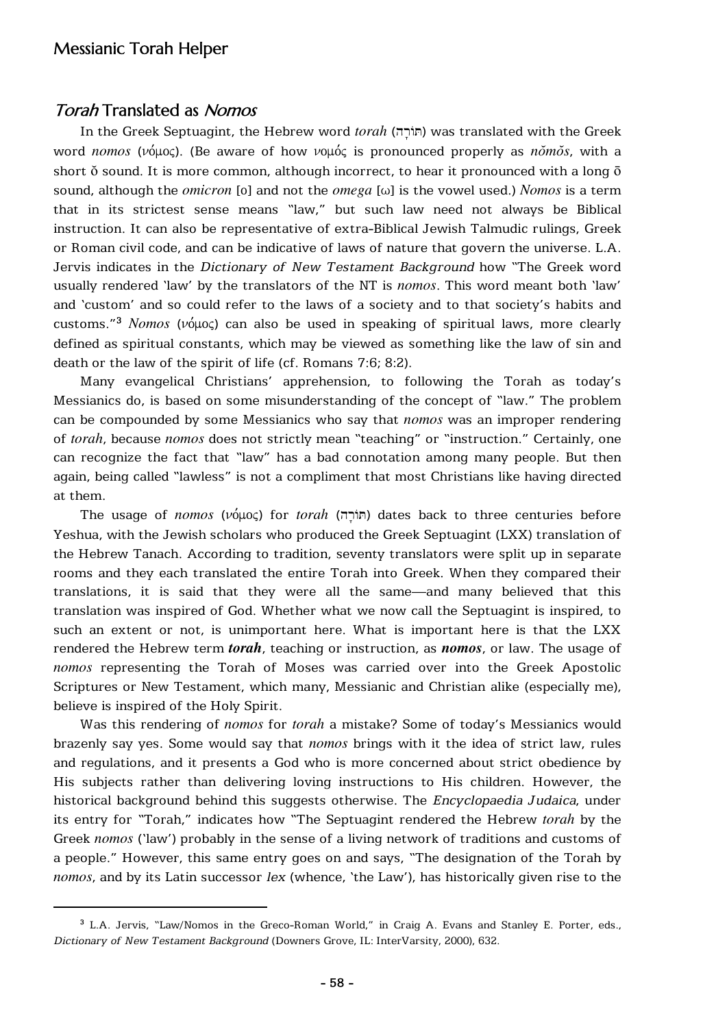## *Torah* Translated as *Nomos*

In the Greek Septuagint, the Hebrew word *torah* (תּוֹרָה) was translated with the Greek word *nomos* (νόμος). (Be aware of how νομός is pronounced properly as *nŏmŏs*, with a short ŏ sound. It is more common, although incorrect, to hear it pronounced with a long ō sound, although the *omicron* [ο] and not the *omega* [ω] is the vowel used.) *Nomos* is a term that in its strictest sense means "law," but such law need not always be Biblical instruction. It can also be representative of extra-Biblical Jewish Talmudic rulings, Greek or Roman civil code, and can be indicative of laws of nature that govern the universe. L.A. Jervis indicates in the *Dictionary of New Testament Background* how "The Greek word usually rendered 'law' by the translators of the NT is *nomos*. This word meant both 'law' and 'custom' and so could refer to the laws of a society and to that society's habits and customs."[3] *Nomos* (νόμος) can also be used in speaking of spiritual laws, more clearly defined as spiritual constants, which may be viewed as something like the law of sin and death or the law of the spirit of life (cf. Romans 7:6; 8:2).

Many evangelical Christians' apprehension, to following the Torah as today's Messianics do, is based on some misunderstanding of the concept of "law." The problem can be compounded by some Messianics who say that *nomos* was an improper rendering of *torah*, because *nomos* does not strictly mean "teaching" or "instruction." Certainly, one can recognize the fact that "law" has a bad connotation among many people. But then again, being called "lawless" is not a compliment that most Christians like having directed at them.

The usage of *nomos* (νόμος) for *torah* (תּוֹרָה) dates back to three centuries before Yeshua, with the Jewish scholars who produced the Greek Septuagint (LXX) translation of the Hebrew Tanach. According to tradition, seventy translators were split up in separate rooms and they each translated the entire Torah into Greek. When they compared their translations, it is said that they were all the same—and many believed that this translation was inspired of God. Whether what we now call the Septuagint is inspired, to such an extent or not, is unimportant here. What is important here is that the LXX rendered the Hebrew term ***torah***, teaching or instruction, as ***nomos***, or law. The usage of *nomos* representing the Torah of Moses was carried over into the Greek Apostolic Scriptures or New Testament, which many, Messianic and Christian alike (especially me), believe is inspired of the Holy Spirit.

Was this rendering of *nomos* for *torah* a mistake? Some of today's Messianics would brazenly say yes. Some would say that *nomos* brings with it the idea of strict law, rules and regulations, and it presents a God who is more concerned about strict obedience by His subjects rather than delivering loving instructions to His children. However, the historical background behind this suggests otherwise. The *Encyclopaedia Judaica*, under its entry for "Torah," indicates how "The Septuagint rendered the Hebrew *torah* by the Greek *nomos* ('law') probably in the sense of a living network of traditions and customs of a people." However, this same entry goes on and says, "The designation of the Torah by *nomos*, and by its Latin successor *lex* (whence, 'the Law'), has historically given rise to the

---

[3] L.A. Jervis, "Law/Nomos in the Greco-Roman World," in Craig A. Evans and Stanley E. Porter, eds., *Dictionary of New Testament Background* (Downers Grove, IL: InterVarsity, 2000), 632.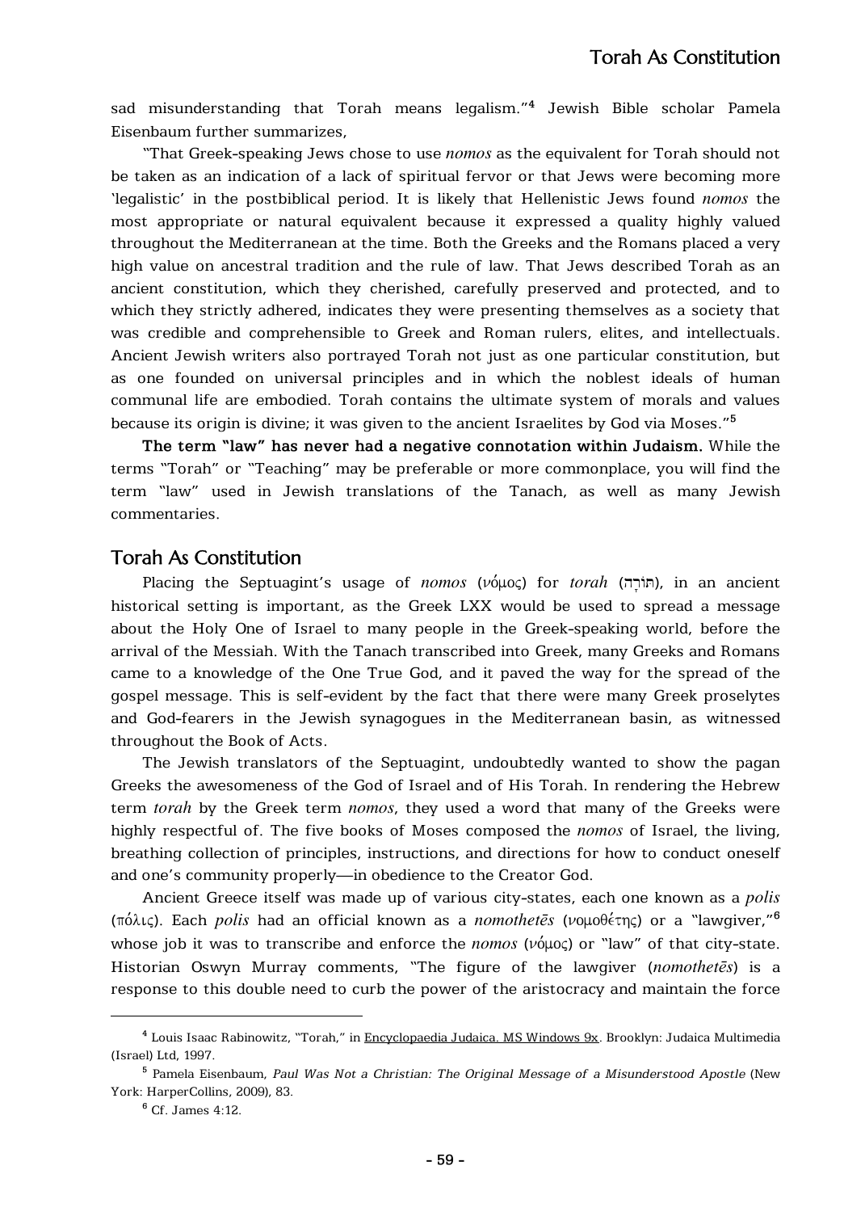sad misunderstanding that Torah means legalism."[4] Jewish Bible scholar Pamela Eisenbaum further summarizes,

"That Greek-speaking Jews chose to use *nomos* as the equivalent for Torah should not be taken as an indication of a lack of spiritual fervor or that Jews were becoming more 'legalistic' in the postbiblical period. It is likely that Hellenistic Jews found *nomos* the most appropriate or natural equivalent because it expressed a quality highly valued throughout the Mediterranean at the time. Both the Greeks and the Romans placed a very high value on ancestral tradition and the rule of law. That Jews described Torah as an ancient constitution, which they cherished, carefully preserved and protected, and to which they strictly adhered, indicates they were presenting themselves as a society that was credible and comprehensible to Greek and Roman rulers, elites, and intellectuals. Ancient Jewish writers also portrayed Torah not just as one particular constitution, but as one founded on universal principles and in which the noblest ideals of human communal life are embodied. Torah contains the ultimate system of morals and values because its origin is divine; it was given to the ancient Israelites by God via Moses."[5]

**The term "law" has never had a negative connotation within Judaism.** While the terms "Torah" or "Teaching" may be preferable or more commonplace, you will find the term "law" used in Jewish translations of the Tanach, as well as many Jewish commentaries.

## Torah As Constitution

Placing the Septuagint's usage of *nomos* (νόμος) for *torah* (תּוֹרָה), in an ancient historical setting is important, as the Greek LXX would be used to spread a message about the Holy One of Israel to many people in the Greek-speaking world, before the arrival of the Messiah. With the Tanach transcribed into Greek, many Greeks and Romans came to a knowledge of the One True God, and it paved the way for the spread of the gospel message. This is self-evident by the fact that there were many Greek proselytes and God-fearers in the Jewish synagogues in the Mediterranean basin, as witnessed throughout the Book of Acts.

The Jewish translators of the Septuagint, undoubtedly wanted to show the pagan Greeks the awesomeness of the God of Israel and of His Torah. In rendering the Hebrew term *torah* by the Greek term *nomos*, they used a word that many of the Greeks were highly respectful of. The five books of Moses composed the *nomos* of Israel, the living, breathing collection of principles, instructions, and directions for how to conduct oneself and one's community properly—in obedience to the Creator God.

Ancient Greece itself was made up of various city-states, each one known as a *polis* (πόλις). Each *polis* had an official known as a *nomothetēs* (νομοθέτης) or a "lawgiver,"[6] whose job it was to transcribe and enforce the *nomos* (νόμος) or "law" of that city-state. Historian Oswyn Murray comments, "The figure of the lawgiver (*nomothetēs*) is a response to this double need to curb the power of the aristocracy and maintain the force

---

[4] Louis Isaac Rabinowitz, "Torah," in Encyclopaedia Judaica. MS Windows 9x. Brooklyn: Judaica Multimedia (Israel) Ltd, 1997.

[5] Pamela Eisenbaum, *Paul Was Not a Christian: The Original Message of a Misunderstood Apostle* (New York: HarperCollins, 2009), 83.

[6] Cf. James 4:12.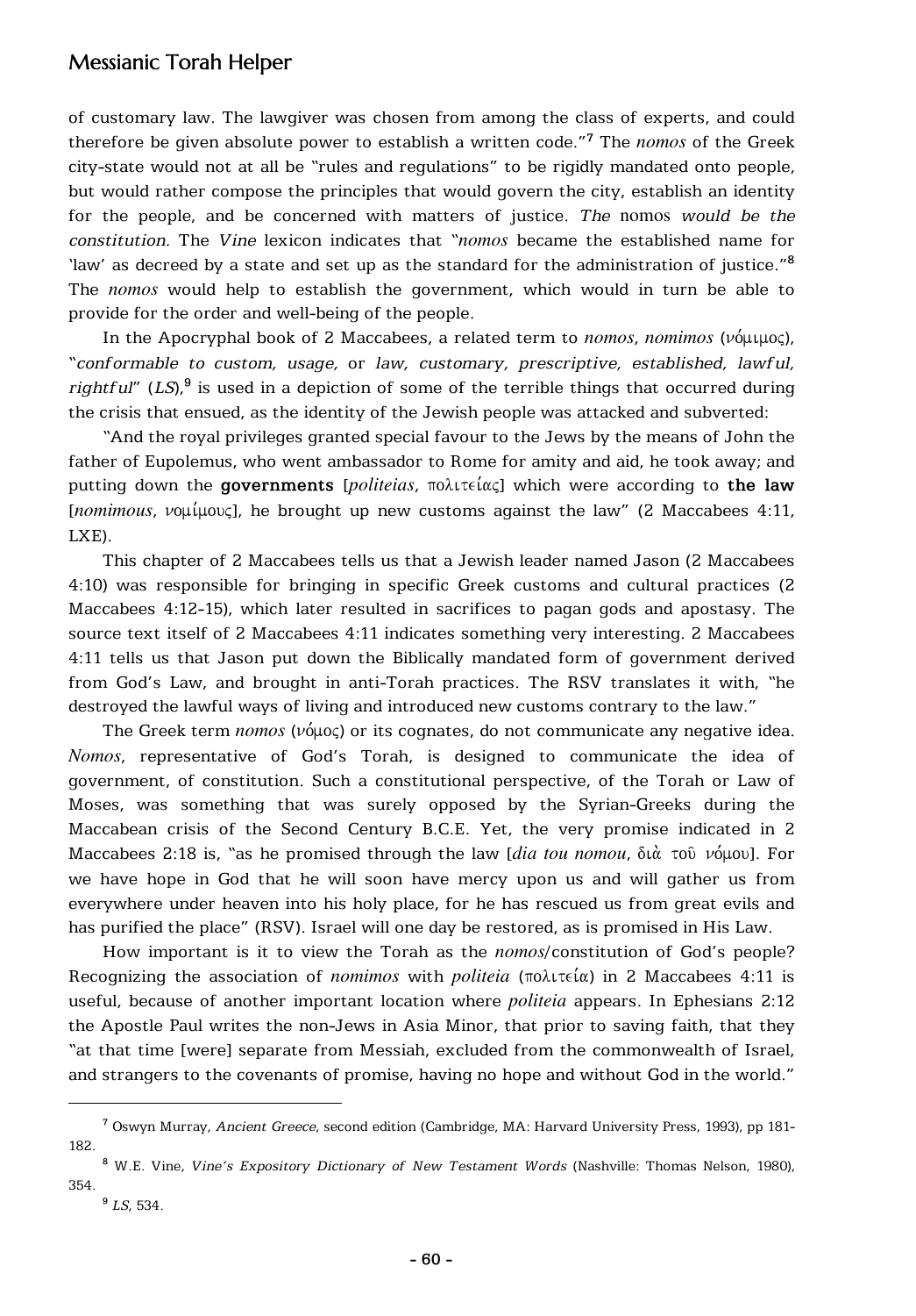of customary law. The lawgiver was chosen from among the class of experts, and could therefore be given absolute power to establish a written code."[7] The *nomos* of the Greek city-state would not at all be "rules and regulations" to be rigidly mandated onto people, but would rather compose the principles that would govern the city, establish an identity for the people, and be concerned with matters of justice. *The* nomos *would be the constitution.* The *Vine* lexicon indicates that "*nomos* became the established name for 'law' as decreed by a state and set up as the standard for the administration of justice."[8] The *nomos* would help to establish the government, which would in turn be able to provide for the order and well-being of the people.

In the Apocryphal book of 2 Maccabees, a related term to *nomos*, *nomimos* (νόμιμος), "*conformable to custom, usage,* or *law, customary, prescriptive, established, lawful, rightful*" (*LS*),[9] is used in a depiction of some of the terrible things that occurred during the crisis that ensued, as the identity of the Jewish people was attacked and subverted:

"And the royal privileges granted special favour to the Jews by the means of John the father of Eupolemus, who went ambassador to Rome for amity and aid, he took away; and putting down the **governments** [*politeias*, πολιτείας] which were according to **the law** [*nomimous*, νομίμους], he brought up new customs against the law" (2 Maccabees 4:11, LXE).

This chapter of 2 Maccabees tells us that a Jewish leader named Jason (2 Maccabees 4:10) was responsible for bringing in specific Greek customs and cultural practices (2 Maccabees 4:12-15), which later resulted in sacrifices to pagan gods and apostasy. The source text itself of 2 Maccabees 4:11 indicates something very interesting. 2 Maccabees 4:11 tells us that Jason put down the Biblically mandated form of government derived from God's Law, and brought in anti-Torah practices. The RSV translates it with, "he destroyed the lawful ways of living and introduced new customs contrary to the law."

The Greek term *nomos* (νόμος) or its cognates, do not communicate any negative idea. *Nomos*, representative of God's Torah, is designed to communicate the idea of government, of constitution. Such a constitutional perspective, of the Torah or Law of Moses, was something that was surely opposed by the Syrian-Greeks during the Maccabean crisis of the Second Century B.C.E. Yet, the very promise indicated in 2 Maccabees 2:18 is, "as he promised through the law [*dia tou nomou*, διὰ τοῦ νόμου]. For we have hope in God that he will soon have mercy upon us and will gather us from everywhere under heaven into his holy place, for he has rescued us from great evils and has purified the place" (RSV). Israel will one day be restored, as is promised in His Law.

How important is it to view the Torah as the *nomos*/constitution of God's people? Recognizing the association of *nomimos* with *politeia* (πολιτεία) in 2 Maccabees 4:11 is useful, because of another important location where *politeia* appears. In Ephesians 2:12 the Apostle Paul writes the non-Jews in Asia Minor, that prior to saving faith, that they "at that time [were] separate from Messiah, excluded from the commonwealth of Israel, and strangers to the covenants of promise, having no hope and without God in the world."

---

[7] Oswyn Murray, *Ancient Greece*, second edition (Cambridge, MA: Harvard University Press, 1993), pp 181-182.

[8] W.E. Vine, *Vine's Expository Dictionary of New Testament Words* (Nashville: Thomas Nelson, 1980), 354.

[9] *LS*, 534.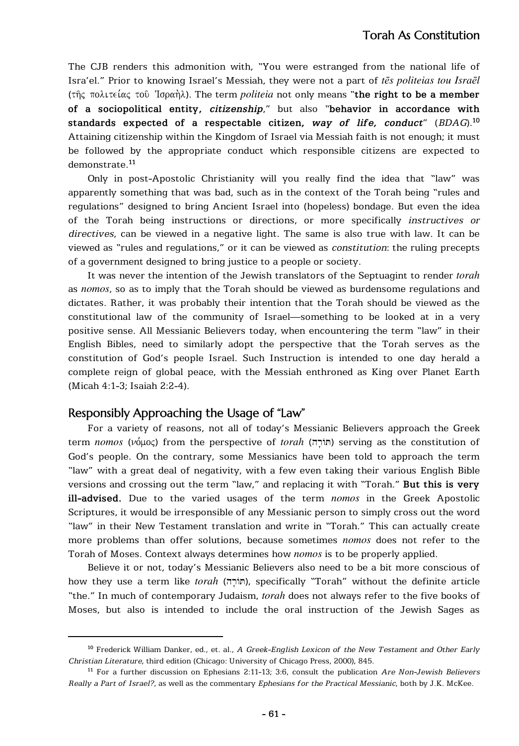The CJB renders this admonition with, "You were estranged from the national life of Isra'el." Prior to knowing Israel's Messiah, they were not a part of *tēs politeias tou Israēl* (τῆς πολιτείας τοῦ Ἰσραὴλ). The term *politeia* not only means "**the right to be a member of a sociopolitical entity, *citizenship*,**" but also "**behavior in accordance with standards expected of a respectable citizen, *way of life, conduct***" (*BDAG*).[10] Attaining citizenship within the Kingdom of Israel via Messiah faith is not enough; it must be followed by the appropriate conduct which responsible citizens are expected to demonstrate.[11]

Only in post-Apostolic Christianity will you really find the idea that "law" was apparently something that was bad, such as in the context of the Torah being "rules and regulations" designed to bring Ancient Israel into (hopeless) bondage. But even the idea of the Torah being instructions or directions, or more specifically *instructives or directives*, can be viewed in a negative light. The same is also true with law. It can be viewed as "rules and regulations," or it can be viewed as *constitution*: the ruling precepts of a government designed to bring justice to a people or society.

It was never the intention of the Jewish translators of the Septuagint to render *torah* as *nomos*, so as to imply that the Torah should be viewed as burdensome regulations and dictates. Rather, it was probably their intention that the Torah should be viewed as the constitutional law of the community of Israel—something to be looked at in a very positive sense. All Messianic Believers today, when encountering the term "law" in their English Bibles, need to similarly adopt the perspective that the Torah serves as the constitution of God's people Israel. Such Instruction is intended to one day herald a complete reign of global peace, with the Messiah enthroned as King over Planet Earth (Micah 4:1-3; Isaiah 2:2-4).

## Responsibly Approaching the Usage of "Law"

For a variety of reasons, not all of today's Messianic Believers approach the Greek term *nomos* (νόμος) from the perspective of *torah* (תּוֹרָה) serving as the constitution of God's people. On the contrary, some Messianics have been told to approach the term "law" with a great deal of negativity, with a few even taking their various English Bible versions and crossing out the term "law," and replacing it with "Torah." **But this is very ill-advised.** Due to the varied usages of the term *nomos* in the Greek Apostolic Scriptures, it would be irresponsible of any Messianic person to simply cross out the word "law" in their New Testament translation and write in "Torah." This can actually create more problems than offer solutions, because sometimes *nomos* does not refer to the Torah of Moses. Context always determines how *nomos* is to be properly applied.

Believe it or not, today's Messianic Believers also need to be a bit more conscious of how they use a term like *torah* (תּוֹרָה), specifically "Torah" without the definite article "the." In much of contemporary Judaism, *torah* does not always refer to the five books of Moses, but also is intended to include the oral instruction of the Jewish Sages as

---

[10] Frederick William Danker, ed., et. al., *A Greek-English Lexicon of the New Testament and Other Early Christian Literature*, third edition (Chicago: University of Chicago Press, 2000), 845.

[11] For a further discussion on Ephesians 2:11-13; 3:6, consult the publication *Are Non-Jewish Believers Really a Part of Israel?*, as well as the commentary *Ephesians for the Practical Messianic*, both by J.K. McKee.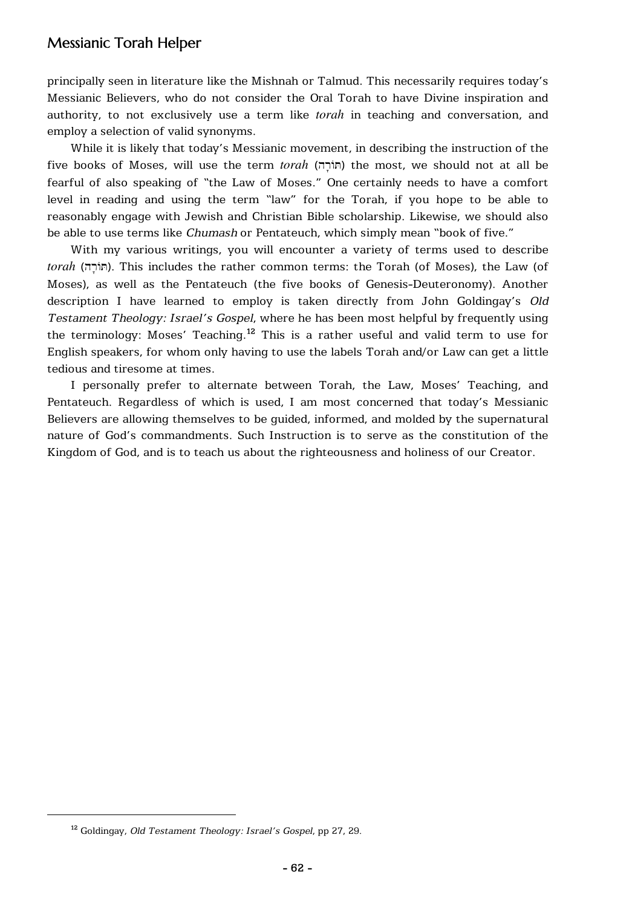principally seen in literature like the Mishnah or Talmud. This necessarily requires today's Messianic Believers, who do not consider the Oral Torah to have Divine inspiration and authority, to not exclusively use a term like *torah* in teaching and conversation, and employ a selection of valid synonyms.

While it is likely that today's Messianic movement, in describing the instruction of the five books of Moses, will use the term *torah* (תּוֹרָה) the most, we should not at all be fearful of also speaking of "the Law of Moses." One certainly needs to have a comfort level in reading and using the term "law" for the Torah, if you hope to be able to reasonably engage with Jewish and Christian Bible scholarship. Likewise, we should also be able to use terms like *Chumash* or Pentateuch, which simply mean "book of five."

With my various writings, you will encounter a variety of terms used to describe *torah* (תּוֹרָה). This includes the rather common terms: the Torah (of Moses), the Law (of Moses), as well as the Pentateuch (the five books of Genesis-Deuteronomy). Another description I have learned to employ is taken directly from John Goldingay's *Old Testament Theology: Israel's Gospel*, where he has been most helpful by frequently using the terminology: Moses' Teaching.[12] This is a rather useful and valid term to use for English speakers, for whom only having to use the labels Torah and/or Law can get a little tedious and tiresome at times.

I personally prefer to alternate between Torah, the Law, Moses' Teaching, and Pentateuch. Regardless of which is used, I am most concerned that today's Messianic Believers are allowing themselves to be guided, informed, and molded by the supernatural nature of God's commandments. Such Instruction is to serve as the constitution of the Kingdom of God, and is to teach us about the righteousness and holiness of our Creator.

---

[12] Goldingay, *Old Testament Theology: Israel's Gospel*, pp 27, 29.